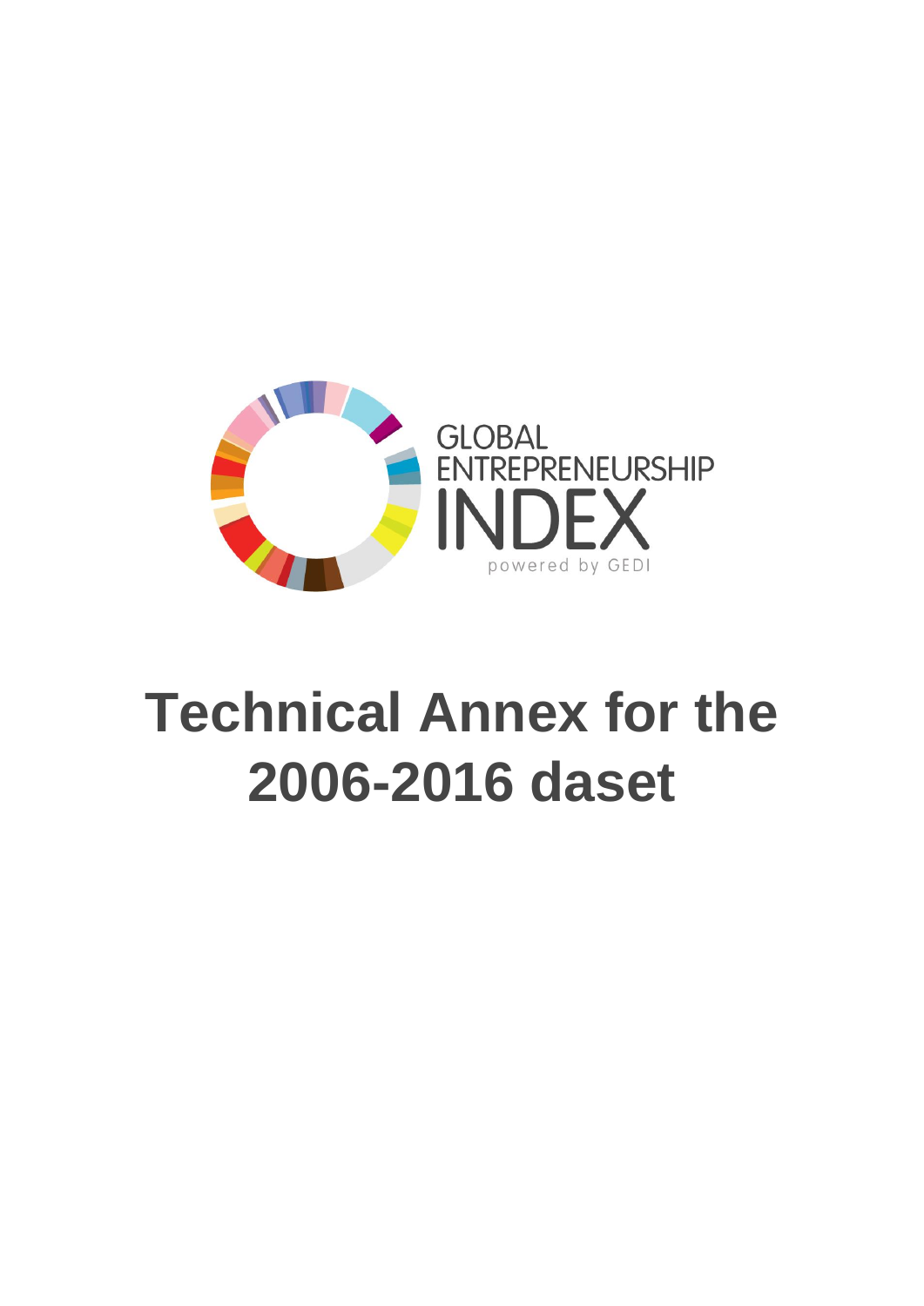GLOBAL ENTREPRENEURSHIP INDEX

powered by GEDI

# Technical Annex for the 2006-2016 daset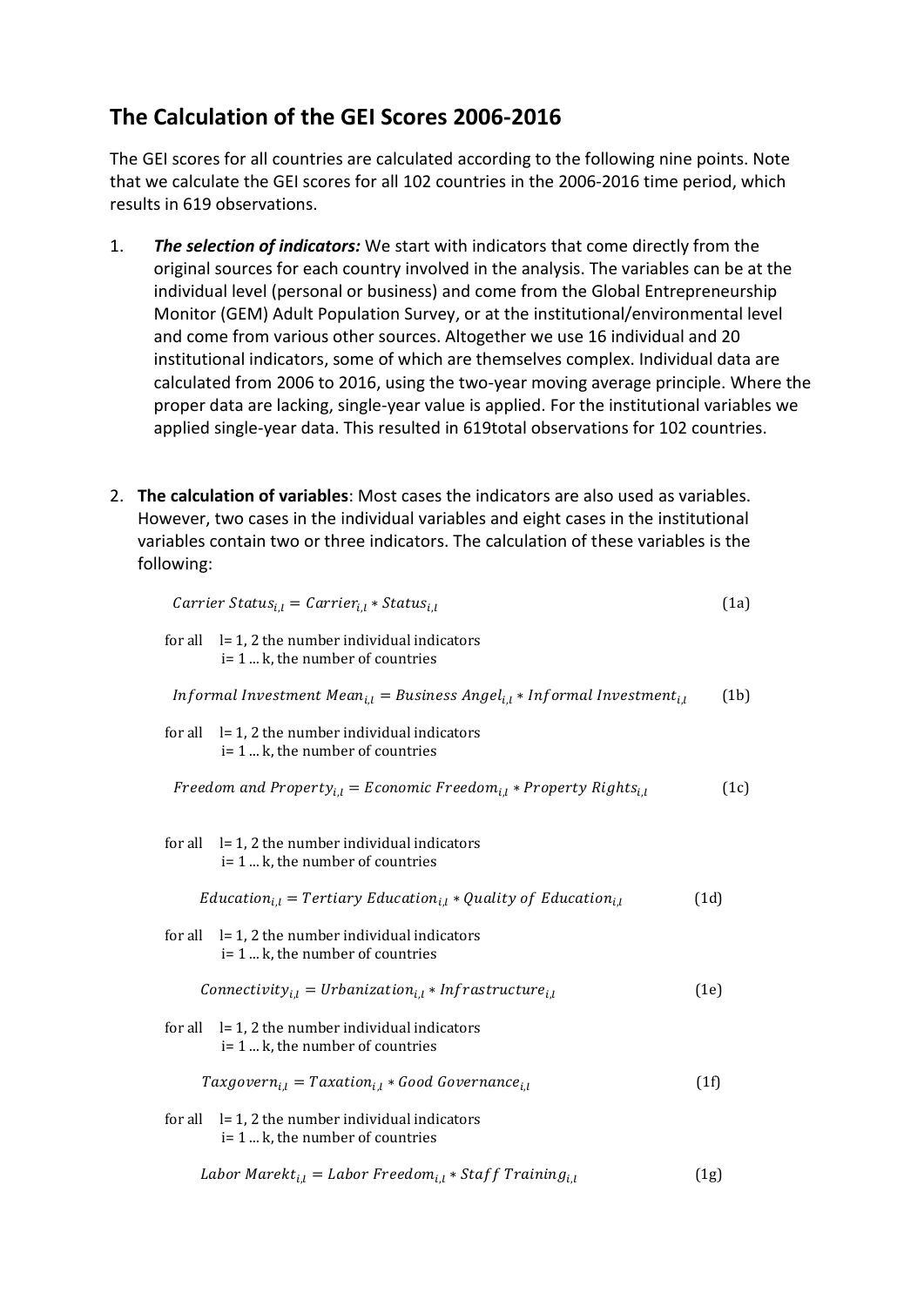## The Calculation of the GEI Scores 2006-2016

The GEI scores for all countries are calculated according to the following nine points. Note that we calculate the GEI scores for all 102 countries in the 2006-2016 time period, which results in 619 observations.

1. ***The selection of indicators:*** We start with indicators that come directly from the original sources for each country involved in the analysis. The variables can be at the individual level (personal or business) and come from the Global Entrepreneurship Monitor (GEM) Adult Population Survey, or at the institutional/environmental level and come from various other sources. Altogether we use 16 individual and 20 institutional indicators, some of which are themselves complex. Individual data are calculated from 2006 to 2016, using the two-year moving average principle. Where the proper data are lacking, single-year value is applied. For the institutional variables we applied single-year data. This resulted in 619total observations for 102 countries.

2. **The calculation of variables**: Most cases the indicators are also used as variables. However, two cases in the individual variables and eight cases in the institutional variables contain two or three indicators. The calculation of these variables is the following:

$$Carrier\ Status_{i,l} = Carrier_{i,l} * Status_{i,l} \tag{1a}$$

for all l= 1, 2 the number individual indicators
i= 1 ... k, the number of countries

$$Informal\ Investment\ Mean_{i,l} = Business\ Angel_{i,l} * Informal\ Investment_{i,l} \tag{1b}$$

for all l= 1, 2 the number individual indicators
i= 1 ... k, the number of countries

$$Freedom\ and\ Property_{i,l} = Economic\ Freedom_{i,l} * Property\ Rights_{i,l} \tag{1c}$$

for all l= 1, 2 the number individual indicators
i= 1 ... k, the number of countries

$$Education_{i,l} = Tertiary\ Education_{i,l} * Quality\ of\ Education_{i,l} \tag{1d}$$

for all l= 1, 2 the number individual indicators
i= 1 ... k, the number of countries

$$Connectivity_{i,l} = Urbanization_{i,l} * Infrastructure_{i,l} \tag{1e}$$

for all l= 1, 2 the number individual indicators
i= 1 ... k, the number of countries

$$Taxgovern_{i,l} = Taxation_{i,l} * Good\ Governance_{i,l} \tag{1f}$$

for all l= 1, 2 the number individual indicators
i= 1 ... k, the number of countries

$$Labor\ Marekt_{i,l} = Labor\ Freedom_{i,l} * Staff\ Training_{i,l} \tag{1g}$$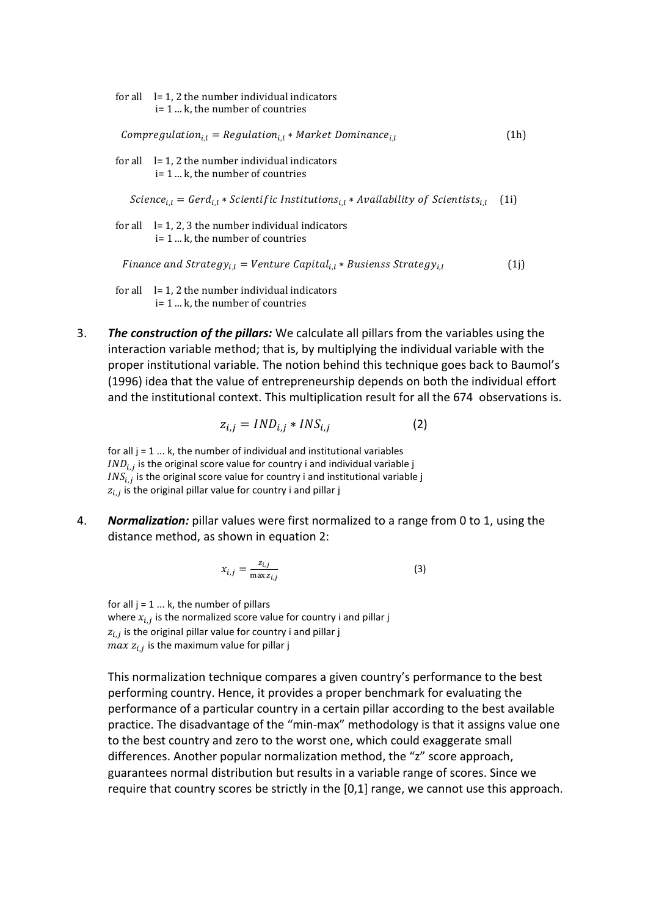for all  l= 1, 2 the number individual indicators
i= 1 ... k, the number of countries

$$Compregulation_{i,l} = Regulation_{i,l} * Market\ Dominance_{i,l} \tag{1h}$$

for all  l= 1, 2 the number individual indicators
i= 1 ... k, the number of countries

$$Science_{i,l} = Gerd_{i,l} * Scientific\ Institutions_{i,l} * Availability\ of\ Scientists_{i,l} \tag{1i}$$

for all  l= 1, 2, 3 the number individual indicators
i= 1 ... k, the number of countries

$$Finance\ and\ Strategy_{i,l} = Venture\ Capital_{i,l} * Busienss\ Strategy_{i,l} \tag{1j}$$

for all  l= 1, 2 the number individual indicators
i= 1 ... k, the number of countries

3. ***The construction of the pillars:*** We calculate all pillars from the variables using the interaction variable method; that is, by multiplying the individual variable with the proper institutional variable. The notion behind this technique goes back to Baumol's (1996) idea that the value of entrepreneurship depends on both the individual effort and the institutional context. This multiplication result for all the 674 observations is.

$$z_{i,j} = IND_{i,j} * INS_{i,j} \tag{2}$$

for all j = 1 ... k, the number of individual and institutional variables
$IND_{i,j}$ is the original score value for country i and individual variable j
$INS_{i,j}$ is the original score value for country i and institutional variable j
$z_{i,j}$ is the original pillar value for country i and pillar j

4. ***Normalization:*** pillar values were first normalized to a range from 0 to 1, using the distance method, as shown in equation 2:

$$x_{i,j} = \frac{z_{i,j}}{\max z_{i,j}} \tag{3}$$

for all j = 1 ... k, the number of pillars
where $x_{i,j}$ is the normalized score value for country i and pillar j
$z_{i,j}$ is the original pillar value for country i and pillar j
$max\ z_{i,j}$ is the maximum value for pillar j

This normalization technique compares a given country's performance to the best performing country. Hence, it provides a proper benchmark for evaluating the performance of a particular country in a certain pillar according to the best available practice. The disadvantage of the "min-max" methodology is that it assigns value one to the best country and zero to the worst one, which could exaggerate small differences. Another popular normalization method, the "z" score approach, guarantees normal distribution but results in a variable range of scores. Since we require that country scores be strictly in the [0,1] range, we cannot use this approach.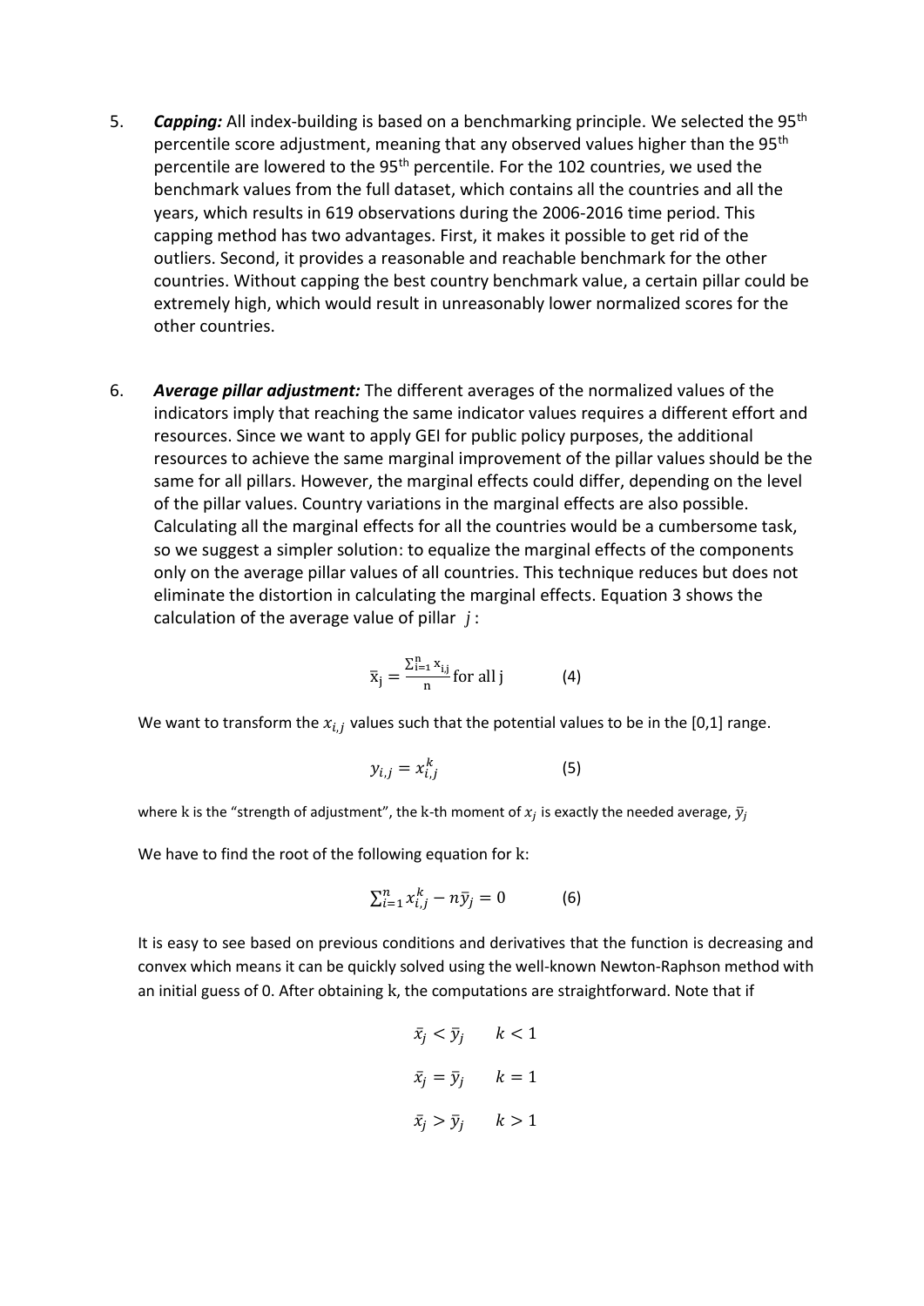5. ***Capping:*** All index-building is based on a benchmarking principle. We selected the 95th percentile score adjustment, meaning that any observed values higher than the 95th percentile are lowered to the 95th percentile. For the 102 countries, we used the benchmark values from the full dataset, which contains all the countries and all the years, which results in 619 observations during the 2006-2016 time period. This capping method has two advantages. First, it makes it possible to get rid of the outliers. Second, it provides a reasonable and reachable benchmark for the other countries. Without capping the best country benchmark value, a certain pillar could be extremely high, which would result in unreasonably lower normalized scores for the other countries.

6. ***Average pillar adjustment:*** The different averages of the normalized values of the indicators imply that reaching the same indicator values requires a different effort and resources. Since we want to apply GEI for public policy purposes, the additional resources to achieve the same marginal improvement of the pillar values should be the same for all pillars. However, the marginal effects could differ, depending on the level of the pillar values. Country variations in the marginal effects are also possible. Calculating all the marginal effects for all the countries would be a cumbersome task, so we suggest a simpler solution: to equalize the marginal effects of the components only on the average pillar values of all countries. This technique reduces but does not eliminate the distortion in calculating the marginal effects. Equation 3 shows the calculation of the average value of pillar $j$:

$$\bar{x}_j = \frac{\sum_{i=1}^{n} x_{i,j}}{n} \text{ for all j} \qquad (4)$$

We want to transform the $x_{i,j}$ values such that the potential values to be in the [0,1] range.

$$y_{i,j} = x_{i,j}^k \qquad (5)$$

where k is the "strength of adjustment", the k-th moment of $x_j$ is exactly the needed average, $\bar{y}_j$

We have to find the root of the following equation for k:

$$\sum_{i=1}^{n} x_{i,j}^k - n\bar{y}_j = 0 \qquad (6)$$

It is easy to see based on previous conditions and derivatives that the function is decreasing and convex which means it can be quickly solved using the well-known Newton-Raphson method with an initial guess of 0. After obtaining k, the computations are straightforward. Note that if

$$\bar{x}_j < \bar{y}_j \qquad k < 1$$

$$\bar{x}_j = \bar{y}_j \qquad k = 1$$

$$\bar{x}_j > \bar{y}_j \qquad k > 1$$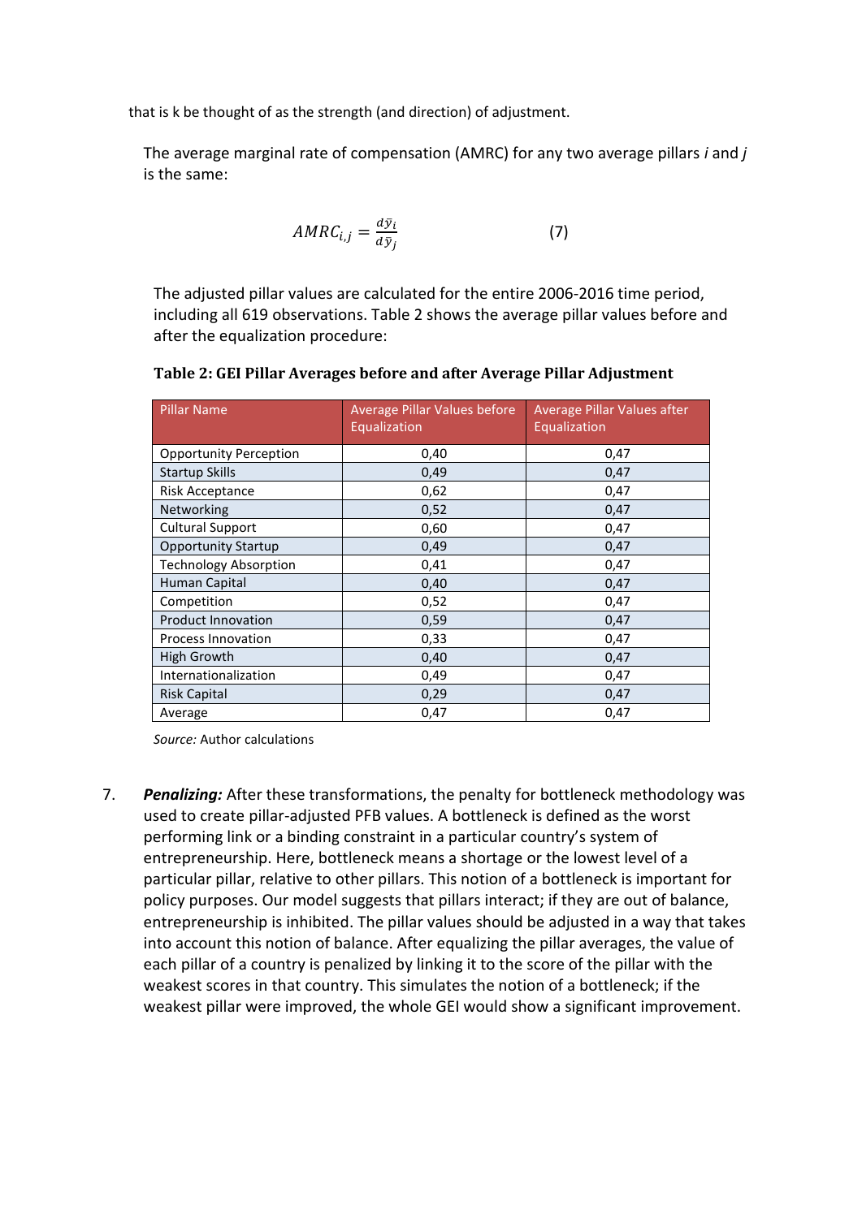that is k be thought of as the strength (and direction) of adjustment.

The average marginal rate of compensation (AMRC) for any two average pillars *i* and *j* is the same:

$$AMRC_{i,j} = \frac{d\bar{y}_i}{d\bar{y}_j} \qquad (7)$$

The adjusted pillar values are calculated for the entire 2006-2016 time period, including all 619 observations. Table 2 shows the average pillar values before and after the equalization procedure:

**Table 2: GEI Pillar Averages before and after Average Pillar Adjustment**

| Pillar Name | Average Pillar Values before Equalization | Average Pillar Values after Equalization |
|---|---|---|
| Opportunity Perception | 0,40 | 0,47 |
| Startup Skills | 0,49 | 0,47 |
| Risk Acceptance | 0,62 | 0,47 |
| Networking | 0,52 | 0,47 |
| Cultural Support | 0,60 | 0,47 |
| Opportunity Startup | 0,49 | 0,47 |
| Technology Absorption | 0,41 | 0,47 |
| Human Capital | 0,40 | 0,47 |
| Competition | 0,52 | 0,47 |
| Product Innovation | 0,59 | 0,47 |
| Process Innovation | 0,33 | 0,47 |
| High Growth | 0,40 | 0,47 |
| Internationalization | 0,49 | 0,47 |
| Risk Capital | 0,29 | 0,47 |
| Average | 0,47 | 0,47 |

*Source:* Author calculations

7. ***Penalizing:*** After these transformations, the penalty for bottleneck methodology was used to create pillar-adjusted PFB values. A bottleneck is defined as the worst performing link or a binding constraint in a particular country's system of entrepreneurship. Here, bottleneck means a shortage or the lowest level of a particular pillar, relative to other pillars. This notion of a bottleneck is important for policy purposes. Our model suggests that pillars interact; if they are out of balance, entrepreneurship is inhibited. The pillar values should be adjusted in a way that takes into account this notion of balance. After equalizing the pillar averages, the value of each pillar of a country is penalized by linking it to the score of the pillar with the weakest scores in that country. This simulates the notion of a bottleneck; if the weakest pillar were improved, the whole GEI would show a significant improvement.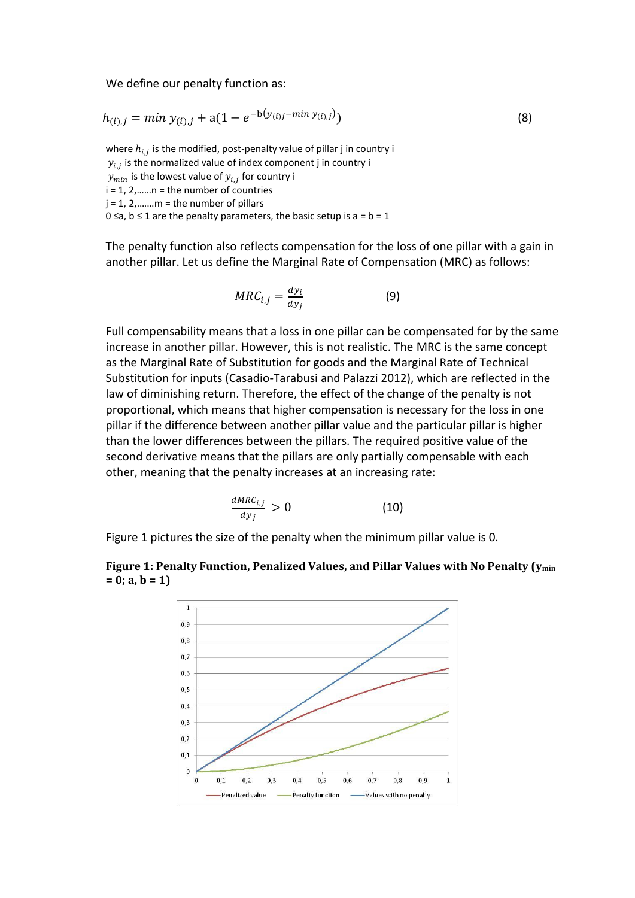We define our penalty function as:

$$h_{(i),j} = min\ y_{(i),j} + \mathrm{a}(1 - e^{-\mathrm{b}(y_{(i)j} - min\ y_{(i),j})}) \tag{8}$$

where $h_{i,j}$ is the modified, post-penalty value of pillar j in country i
$y_{i,j}$ is the normalized value of index component j in country i
$y_{min}$ is the lowest value of $y_{i,j}$ for country i
i = 1, 2,……n = the number of countries
j = 1, 2,…….m = the number of pillars
0 ≤a, b ≤ 1 are the penalty parameters, the basic setup is a = b = 1

The penalty function also reflects compensation for the loss of one pillar with a gain in another pillar. Let us define the Marginal Rate of Compensation (MRC) as follows:

$$MRC_{i,j} = \frac{dy_i}{dy_j} \tag{9}$$

Full compensability means that a loss in one pillar can be compensated for by the same increase in another pillar. However, this is not realistic. The MRC is the same concept as the Marginal Rate of Substitution for goods and the Marginal Rate of Technical Substitution for inputs (Casadio-Tarabusi and Palazzi 2012), which are reflected in the law of diminishing return. Therefore, the effect of the change of the penalty is not proportional, which means that higher compensation is necessary for the loss in one pillar if the difference between another pillar value and the particular pillar is higher than the lower differences between the pillars. The required positive value of the second derivative means that the pillars are only partially compensable with each other, meaning that the penalty increases at an increasing rate:

$$\frac{dMRC_{i,j}}{dy_j} > 0 \tag{10}$$

Figure 1 pictures the size of the penalty when the minimum pillar value is 0.

**Figure 1: Penalty Function, Penalized Values, and Pillar Values with No Penalty ($y_{min}$ = 0; a, b = 1)**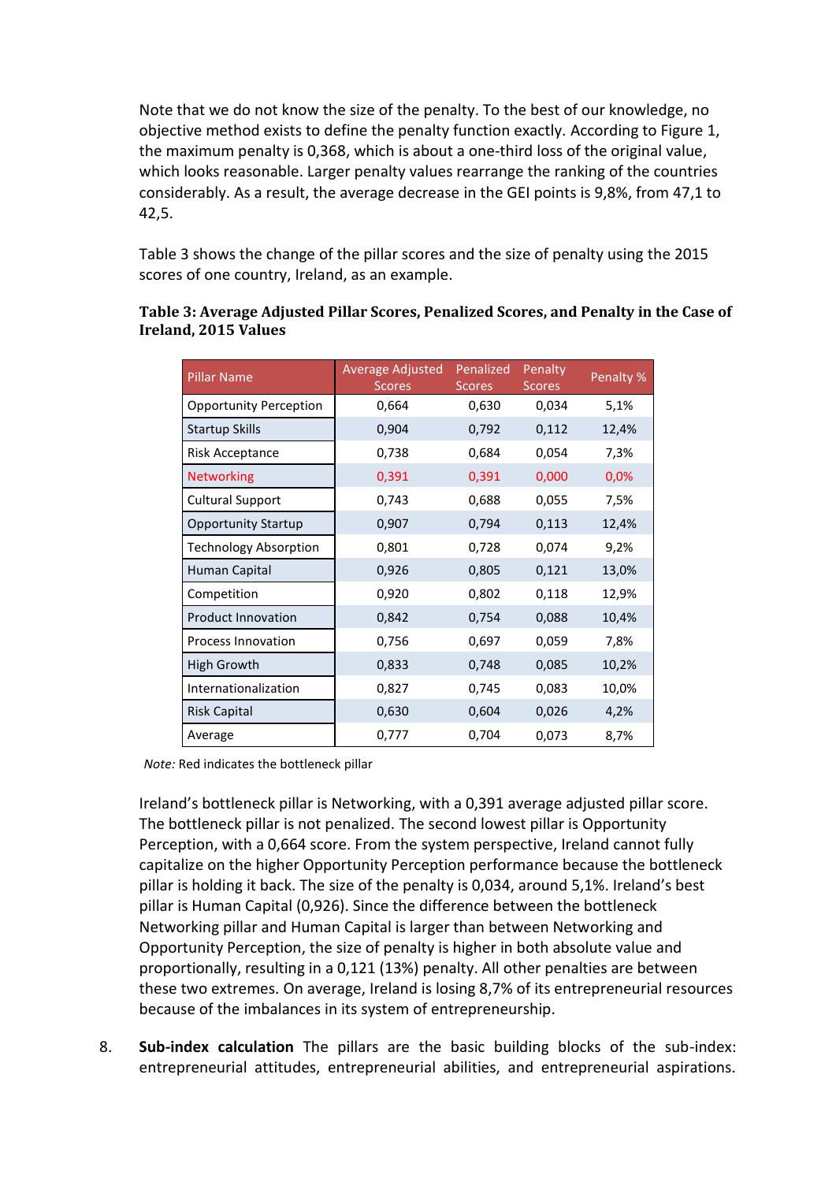Note that we do not know the size of the penalty. To the best of our knowledge, no objective method exists to define the penalty function exactly. According to Figure 1, the maximum penalty is 0,368, which is about a one-third loss of the original value, which looks reasonable. Larger penalty values rearrange the ranking of the countries considerably. As a result, the average decrease in the GEI points is 9,8%, from 47,1 to 42,5.

Table 3 shows the change of the pillar scores and the size of penalty using the 2015 scores of one country, Ireland, as an example.

**Table 3: Average Adjusted Pillar Scores, Penalized Scores, and Penalty in the Case of Ireland, 2015 Values**

| Pillar Name | Average Adjusted Scores | Penalized Scores | Penalty Scores | Penalty % |
|---|---|---|---|---|
| Opportunity Perception | 0,664 | 0,630 | 0,034 | 5,1% |
| Startup Skills | 0,904 | 0,792 | 0,112 | 12,4% |
| Risk Acceptance | 0,738 | 0,684 | 0,054 | 7,3% |
| Networking | 0,391 | 0,391 | 0,000 | 0,0% |
| Cultural Support | 0,743 | 0,688 | 0,055 | 7,5% |
| Opportunity Startup | 0,907 | 0,794 | 0,113 | 12,4% |
| Technology Absorption | 0,801 | 0,728 | 0,074 | 9,2% |
| Human Capital | 0,926 | 0,805 | 0,121 | 13,0% |
| Competition | 0,920 | 0,802 | 0,118 | 12,9% |
| Product Innovation | 0,842 | 0,754 | 0,088 | 10,4% |
| Process Innovation | 0,756 | 0,697 | 0,059 | 7,8% |
| High Growth | 0,833 | 0,748 | 0,085 | 10,2% |
| Internationalization | 0,827 | 0,745 | 0,083 | 10,0% |
| Risk Capital | 0,630 | 0,604 | 0,026 | 4,2% |
| Average | 0,777 | 0,704 | 0,073 | 8,7% |

*Note:* Red indicates the bottleneck pillar

Ireland's bottleneck pillar is Networking, with a 0,391 average adjusted pillar score. The bottleneck pillar is not penalized. The second lowest pillar is Opportunity Perception, with a 0,664 score. From the system perspective, Ireland cannot fully capitalize on the higher Opportunity Perception performance because the bottleneck pillar is holding it back. The size of the penalty is 0,034, around 5,1%. Ireland's best pillar is Human Capital (0,926). Since the difference between the bottleneck Networking pillar and Human Capital is larger than between Networking and Opportunity Perception, the size of penalty is higher in both absolute value and proportionally, resulting in a 0,121 (13%) penalty. All other penalties are between these two extremes. On average, Ireland is losing 8,7% of its entrepreneurial resources because of the imbalances in its system of entrepreneurship.

8. **Sub-index calculation** The pillars are the basic building blocks of the sub-index: entrepreneurial attitudes, entrepreneurial abilities, and entrepreneurial aspirations.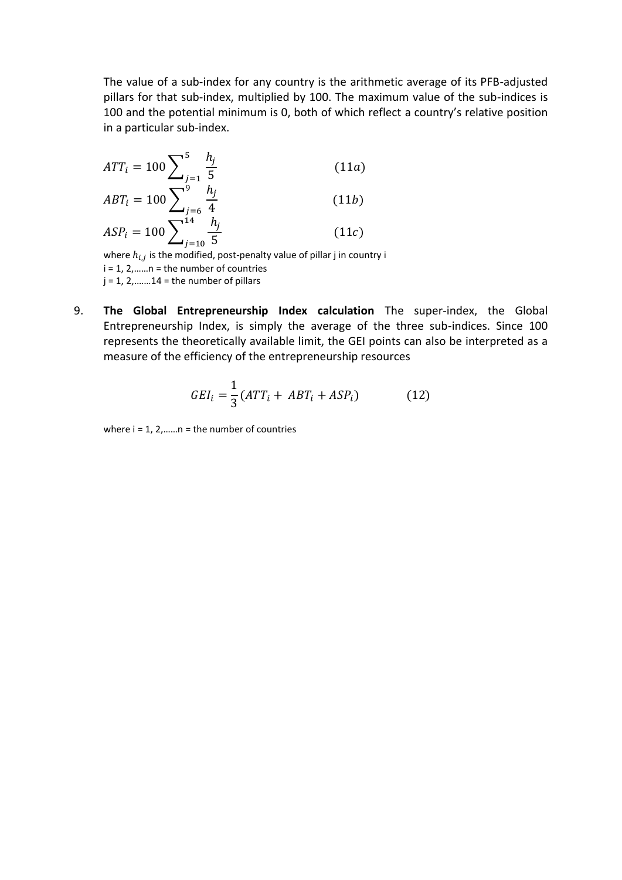The value of a sub-index for any country is the arithmetic average of its PFB-adjusted pillars for that sub-index, multiplied by 100. The maximum value of the sub-indices is 100 and the potential minimum is 0, both of which reflect a country's relative position in a particular sub-index.

$$ATT_i = 100\sum_{j=1}^{5}\frac{h_j}{5} \qquad (11a)$$

$$ABT_i = 100\sum_{j=6}^{9}\frac{h_j}{4} \qquad (11b)$$

$$ASP_i = 100\sum_{j=10}^{14}\frac{h_j}{5} \qquad (11c)$$

where $h_{i,j}$ is the modified, post-penalty value of pillar j in country i
i = 1, 2,……n = the number of countries
j = 1, 2,…….14 = the number of pillars

9. **The Global Entrepreneurship Index calculation** The super-index, the Global Entrepreneurship Index, is simply the average of the three sub-indices. Since 100 represents the theoretically available limit, the GEI points can also be interpreted as a measure of the efficiency of the entrepreneurship resources

$$GEI_i = \frac{1}{3}(ATT_i + ABT_i + ASP_i) \qquad (12)$$

where i = 1, 2,……n = the number of countries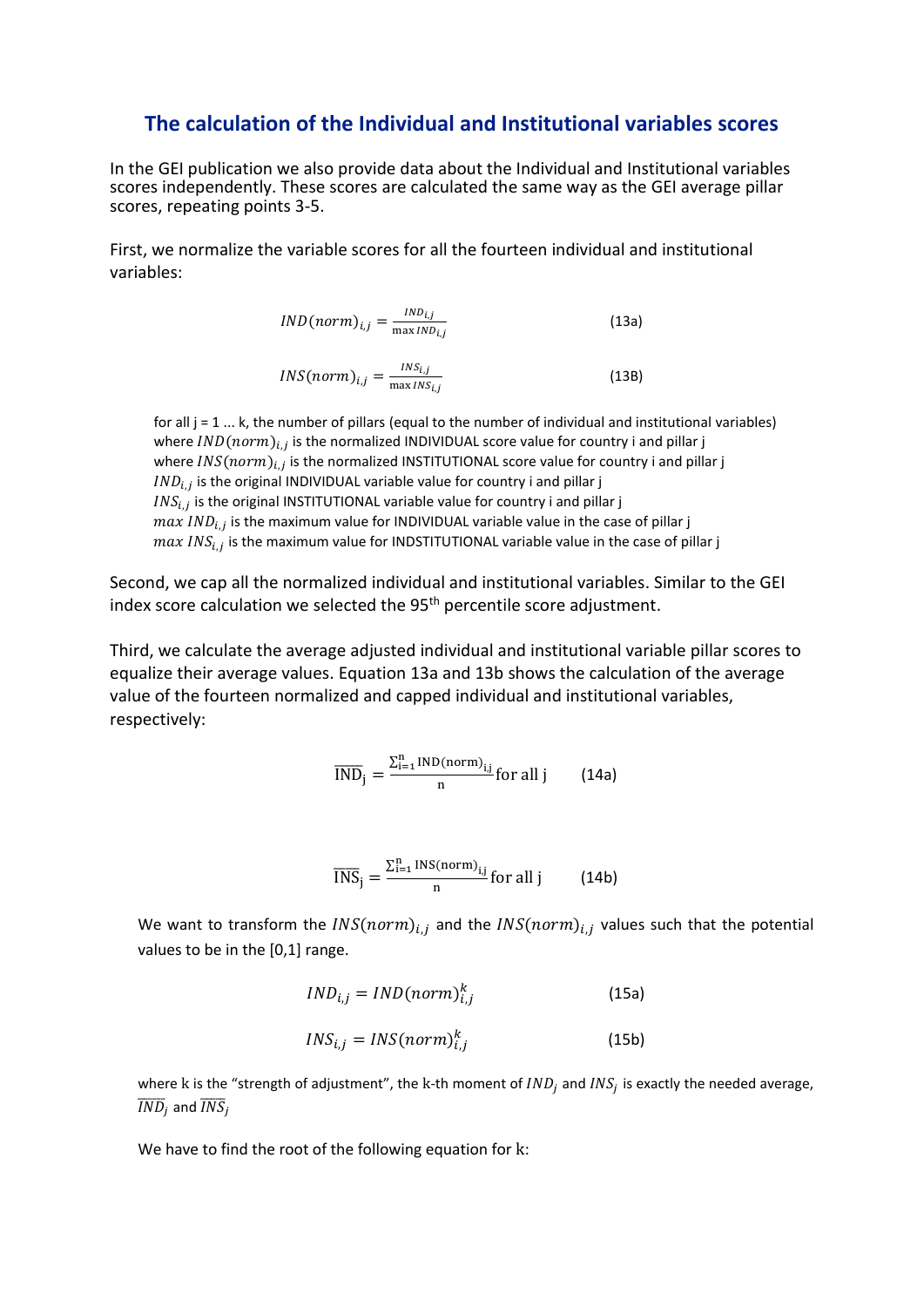## The calculation of the Individual and Institutional variables scores

In the GEI publication we also provide data about the Individual and Institutional variables scores independently. These scores are calculated the same way as the GEI average pillar scores, repeating points 3-5.

First, we normalize the variable scores for all the fourteen individual and institutional variables:

$$IND(norm)_{i,j} = \frac{IND_{i,j}}{\max IND_{i,j}} \qquad (13a)$$

$$INS(norm)_{i,j} = \frac{INS_{i,j}}{\max INS_{i,j}} \qquad (13B)$$

for all j = 1 ... k, the number of pillars (equal to the number of individual and institutional variables)
where $IND(norm)_{i,j}$ is the normalized INDIVIDUAL score value for country i and pillar j
where $INS(norm)_{i,j}$ is the normalized INSTITUTIONAL score value for country i and pillar j
$IND_{i,j}$ is the original INDIVIDUAL variable value for country i and pillar j
$INS_{i,j}$ is the original INSTITUTIONAL variable value for country i and pillar j
$max\ IND_{i,j}$ is the maximum value for INDIVIDUAL variable value in the case of pillar j
$max\ INS_{i,j}$ is the maximum value for INDSTITUTIONAL variable value in the case of pillar j

Second, we cap all the normalized individual and institutional variables. Similar to the GEI index score calculation we selected the 95th percentile score adjustment.

Third, we calculate the average adjusted individual and institutional variable pillar scores to equalize their average values. Equation 13a and 13b shows the calculation of the average value of the fourteen normalized and capped individual and institutional variables, respectively:

$$\overline{\mathrm{IND}}_{\mathrm{j}} = \frac{\sum_{\mathrm{i=1}}^{\mathrm{n}} \mathrm{IND(norm)_{i,j}}}{\mathrm{n}} \text{for all j} \qquad (14a)$$

$$\overline{\mathrm{INS}}_{\mathrm{j}} = \frac{\sum_{\mathrm{i=1}}^{\mathrm{n}} \mathrm{INS(norm)_{i,j}}}{\mathrm{n}} \text{for all j} \qquad (14b)$$

We want to transform the $INS(norm)_{i,j}$ and the $INS(norm)_{i,j}$ values such that the potential values to be in the [0,1] range.

$$IND_{i,j} = IND(norm)_{i,j}^{k} \qquad (15a)$$

$$INS_{i,j} = INS(norm)_{i,j}^{k} \qquad (15b)$$

where k is the "strength of adjustment", the k-th moment of $IND_j$ and $INS_j$ is exactly the needed average, $\overline{IND_j}$ and $\overline{INS_j}$

We have to find the root of the following equation for k: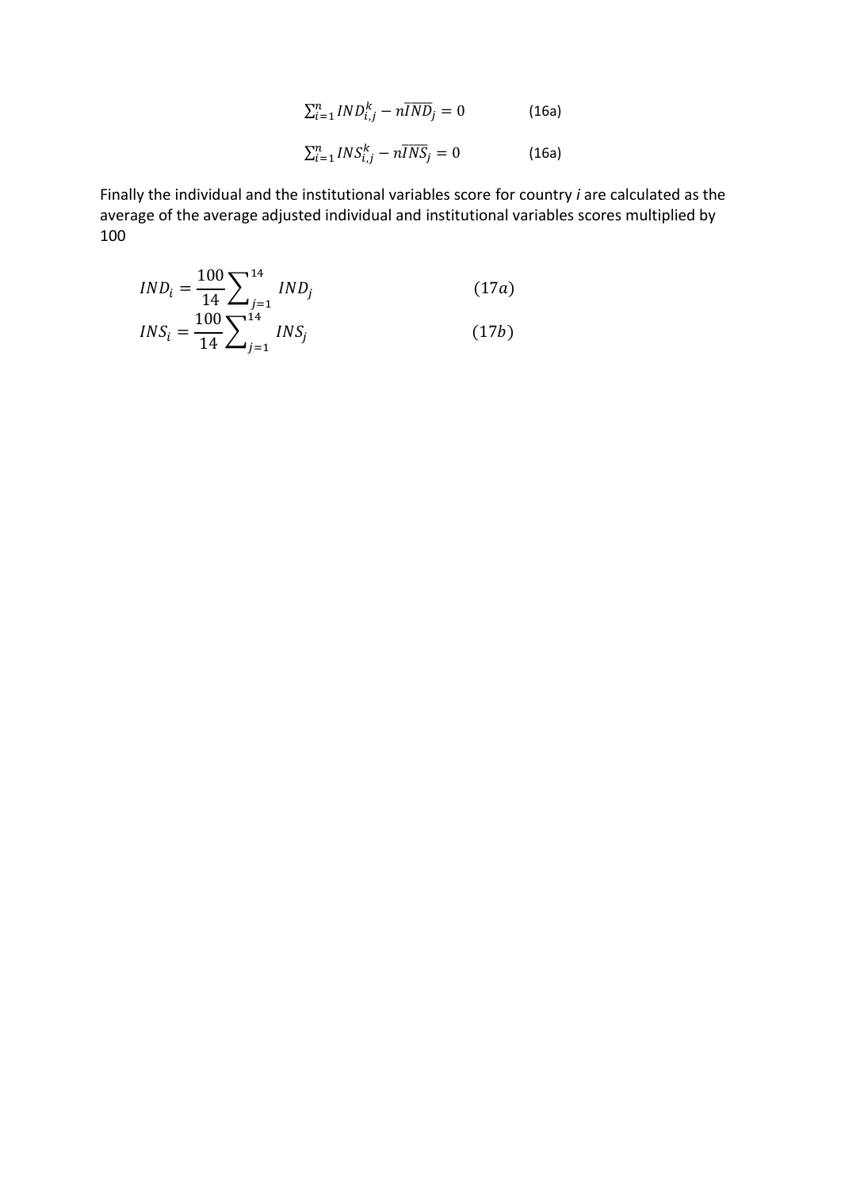$$\sum_{i=1}^{n} IND_{i,j}^{k} - n\overline{IND}_j = 0 \qquad \text{(16a)}$$

$$\sum_{i=1}^{n} INS_{i,j}^{k} - n\overline{INS}_j = 0 \qquad \text{(16a)}$$

Finally the individual and the institutional variables score for country *i* are calculated as the average of the average adjusted individual and institutional variables scores multiplied by 100

$$IND_i = \frac{100}{14}\sum_{j=1}^{14} IND_j \qquad (17a)$$

$$INS_i = \frac{100}{14}\sum_{j=1}^{14} INS_j \qquad (17b)$$